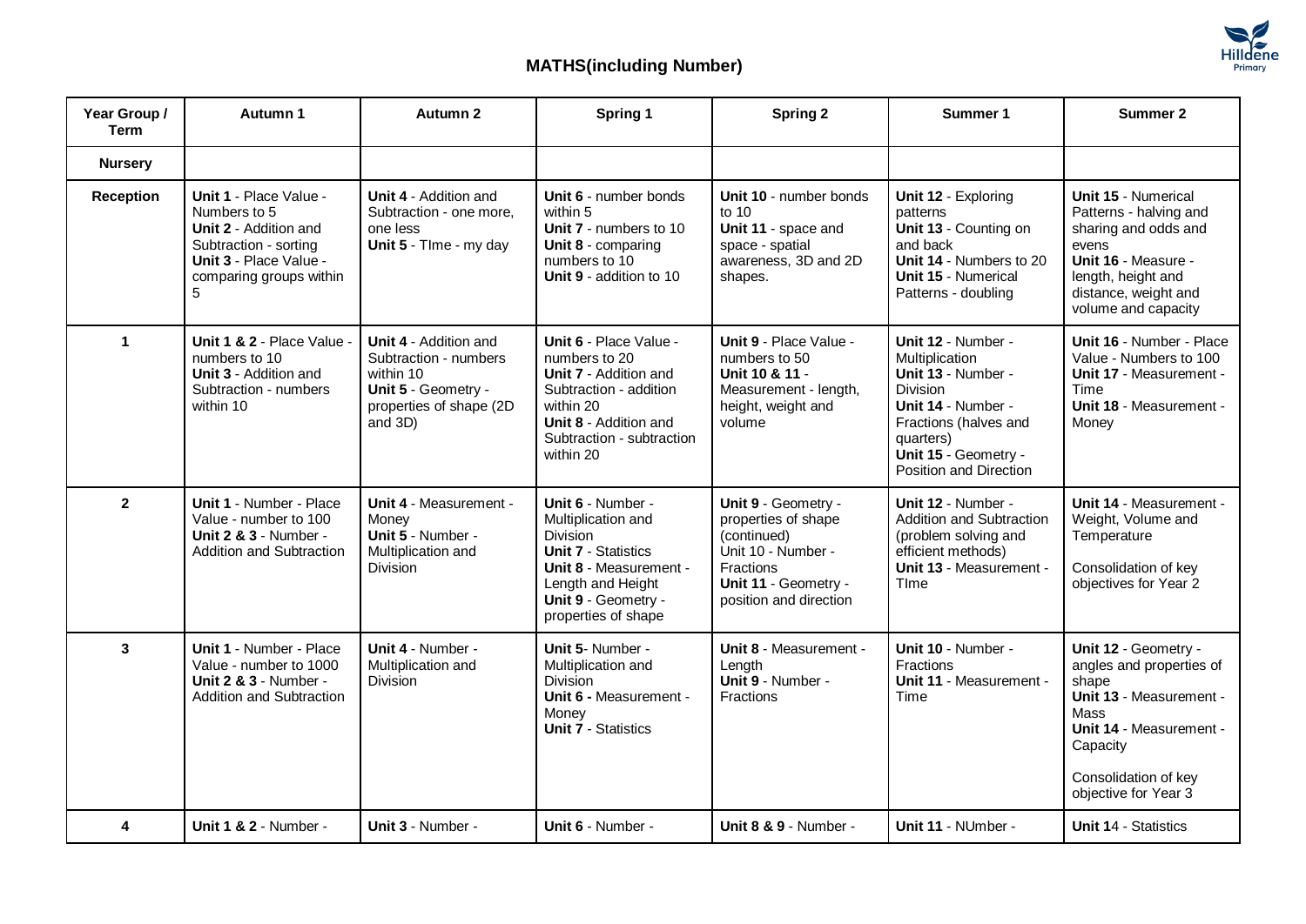## MATHS(including Number)

| Year Group / Term | Autumn 1 | Autumn 2 | Spring 1 | Spring 2 | Summer 1 | Summer 2 |
|---|---|---|---|---|---|---|
| **Nursery** | | | | | | |
| **Reception** | **Unit 1** - Place Value - Numbers to 5<br>**Unit 2** - Addition and Subtraction - sorting<br>**Unit 3** - Place Value - comparing groups within 5 | **Unit 4** - Addition and Subtraction - one more, one less<br>**Unit 5** - TIme - my day | **Unit 6** - number bonds within 5<br>**Unit 7** - numbers to 10<br>**Unit 8** - comparing numbers to 10<br>**Unit 9** - addition to 10 | **Unit 10** - number bonds to 10<br>**Unit 11** - space and space - spatial awareness, 3D and 2D shapes. | **Unit 12** - Exploring patterns<br>**Unit 13** - Counting on and back<br>**Unit 14** - Numbers to 20<br>**Unit 15** - Numerical Patterns - doubling | **Unit 15** - Numerical Patterns - halving and sharing and odds and evens<br>**Unit 16** - Measure - length, height and distance, weight and volume and capacity |
| **1** | **Unit 1 & 2** - Place Value - numbers to 10<br>**Unit 3** - Addition and Subtraction - numbers within 10 | **Unit 4** - Addition and Subtraction - numbers within 10<br>**Unit 5** - Geometry - properties of shape (2D and 3D) | **Unit 6** - Place Value - numbers to 20<br>**Unit 7** - Addition and Subtraction - addition within 20<br>**Unit 8** - Addition and Subtraction - subtraction within 20 | **Unit 9** - Place Value - numbers to 50<br>**Unit 10 & 11** - Measurement - length, height, weight and volume | **Unit 12** - Number - Multiplication<br>**Unit 13** - Number - Division<br>**Unit 14** - Number - Fractions (halves and quarters)<br>**Unit 15** - Geometry - Position and Direction | **Unit 16** - Number - Place Value - Numbers to 100<br>**Unit 17** - Measurement - Time<br>**Unit 18** - Measurement - Money |
| **2** | **Unit 1** - Number - Place Value - number to 100<br>**Unit 2 & 3** - Number - Addition and Subtraction | **Unit 4** - Measurement - Money<br>**Unit 5** - Number - Multiplication and Division | **Unit 6** - Number - Multiplication and Division<br>**Unit 7** - Statistics<br>**Unit 8** - Measurement - Length and Height<br>**Unit 9** - Geometry - properties of shape | **Unit 9** - Geometry - properties of shape (continued)<br>Unit 10 - Number - Fractions<br>**Unit 11** - Geometry - position and direction | **Unit 12** - Number - Addition and Subtraction (problem solving and efficient methods)<br>**Unit 13** - Measurement - TIme | **Unit 14** - Measurement - Weight, Volume and Temperature<br><br>Consolidation of key objectives for Year 2 |
| **3** | **Unit 1** - Number - Place Value - number to 1000<br>**Unit 2 & 3** - Number - Addition and Subtraction | **Unit 4** - Number - Multiplication and Division | **Unit 5**- Number - Multiplication and Division<br>**Unit 6 -** Measurement - Money<br>**Unit 7** - Statistics | **Unit 8** - Measurement - Length<br>**Unit 9** - Number - Fractions | **Unit 10** - Number - Fractions<br>**Unit 11** - Measurement - Time | **Unit 12** - Geometry - angles and properties of shape<br>**Unit 13** - Measurement - Mass<br>**Unit 14** - Measurement - Capacity<br><br>Consolidation of key objective for Year 3 |
| **4** | **Unit 1 & 2** - Number - | **Unit 3** - Number - | **Unit 6** - Number - | **Unit 8 & 9** - Number - | **Unit 11** - NUmber - | **Unit 1**4 - Statistics |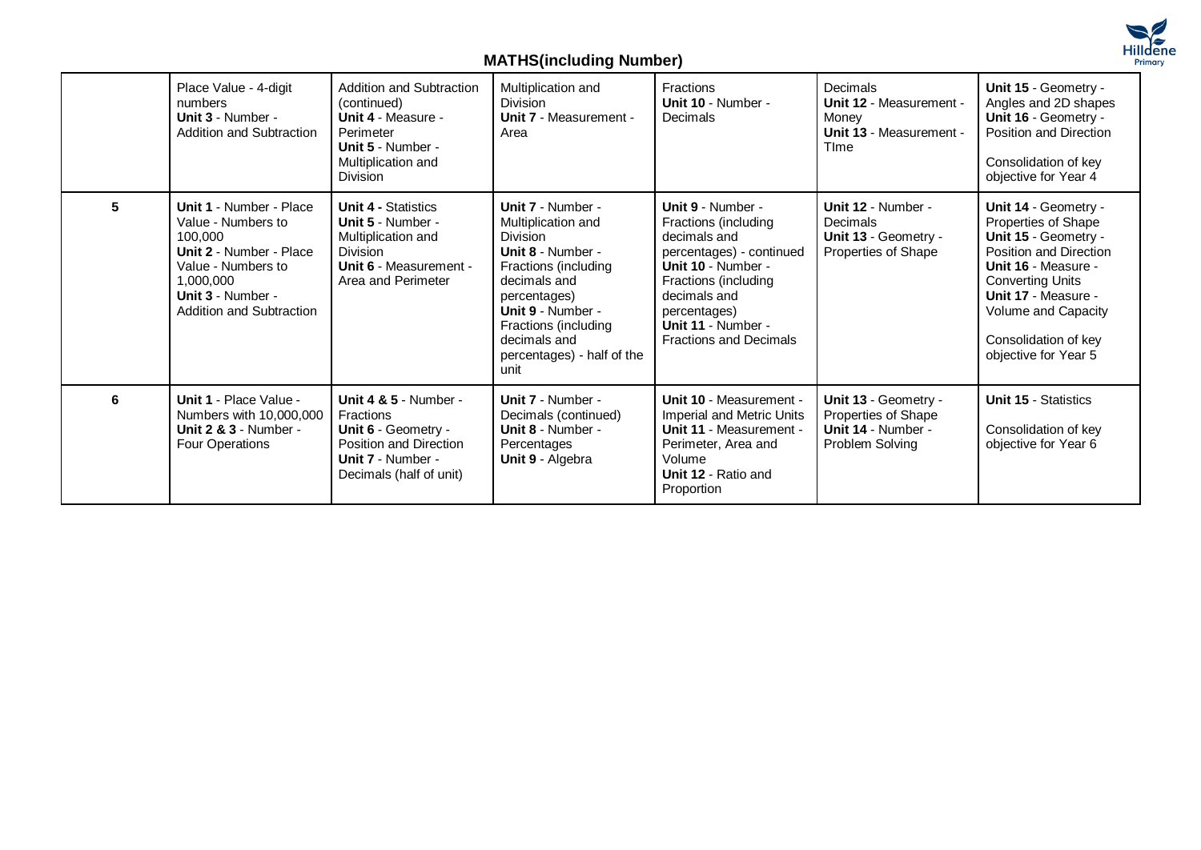## MATHS(including Number)

| | | | | | | |
|---|---|---|---|---|---|---|
| | Place Value - 4-digit numbers **Unit 3** - Number - Addition and Subtraction | Addition and Subtraction (continued) **Unit 4** - Measure - Perimeter **Unit 5** - Number - Multiplication and Division | Multiplication and Division **Unit 7** - Measurement - Area | Fractions **Unit 10** - Number - Decimals | Decimals **Unit 12** - Measurement - Money **Unit 13** - Measurement - TIme | **Unit 15** - Geometry - Angles and 2D shapes **Unit 16** - Geometry - Position and Direction<br><br>Consolidation of key objective for Year 4 |
| **5** | **Unit 1** - Number - Place Value - Numbers to 100,000 **Unit 2** - Number - Place Value - Numbers to 1,000,000 **Unit 3** - Number - Addition and Subtraction | **Unit 4** - Statistics **Unit 5** - Number - Multiplication and Division **Unit 6** - Measurement - Area and Perimeter | **Unit 7** - Number - Multiplication and Division **Unit 8** - Number - Fractions (including decimals and percentages) **Unit 9** - Number - Fractions (including decimals and percentages) - half of the unit | **Unit 9** - Number - Fractions (including decimals and percentages) - continued **Unit 10** - Number - Fractions (including decimals and percentages) **Unit 11** - Number - Fractions and Decimals | **Unit 12** - Number - Decimals **Unit 13** - Geometry - Properties of Shape | **Unit 14** - Geometry - Properties of Shape **Unit 15** - Geometry - Position and Direction **Unit 16** - Measure - Converting Units **Unit 17** - Measure - Volume and Capacity<br><br>Consolidation of key objective for Year 5 |
| **6** | **Unit 1** - Place Value - Numbers with 10,000,000 **Unit 2 & 3** - Number - Four Operations | **Unit 4 & 5** - Number - Fractions **Unit 6** - Geometry - Position and Direction **Unit 7** - Number - Decimals (half of unit) | **Unit 7** - Number - Decimals (continued) **Unit 8** - Number - Percentages **Unit 9** - Algebra | **Unit 10** - Measurement - Imperial and Metric Units **Unit 11** - Measurement - Perimeter, Area and Volume **Unit 12** - Ratio and Proportion | **Unit 13** - Geometry - Properties of Shape **Unit 14** - Number - Problem Solving | **Unit 15** - Statistics<br><br>Consolidation of key objective for Year 6 |